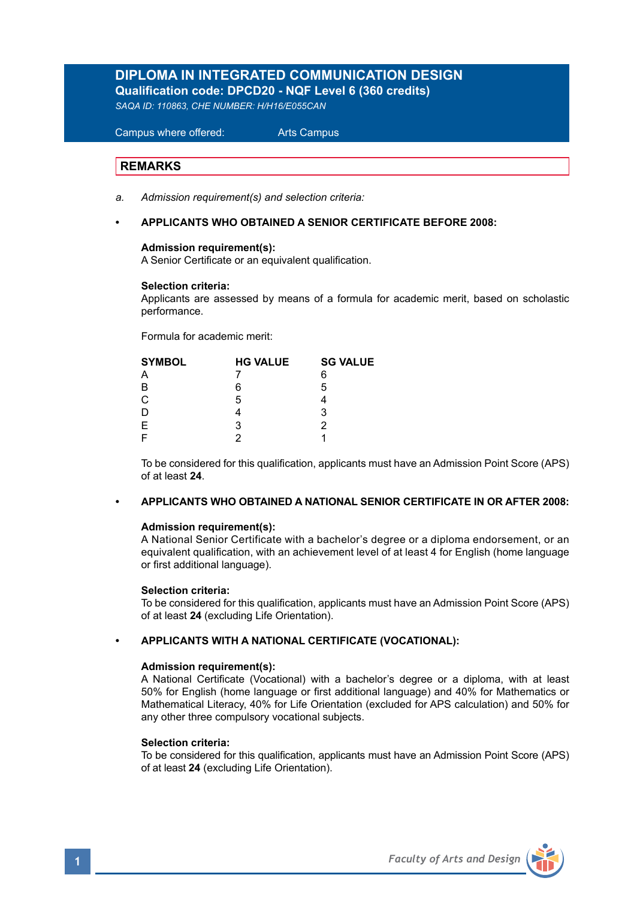# DIPLOMA IN INTEGRATED COMMUNICATION DESIGN

**Qualification code: DPCD20 - NQF Level 6 (360 credits)**

*SAQA ID: 110863, CHE NUMBER: H/H16/E055CAN*

Campus where offered: Arts Campus

## REMARKS

a. *Admission requirement(s) and selection criteria:*

- **APPLICANTS WHO OBTAINED A SENIOR CERTIFICATE BEFORE 2008:**

**Admission requirement(s):**
A Senior Certificate or an equivalent qualification.

**Selection criteria:**
Applicants are assessed by means of a formula for academic merit, based on scholastic performance.

Formula for academic merit:

| SYMBOL | HG VALUE | SG VALUE |
|---|---|---|
| A | 7 | 6 |
| B | 6 | 5 |
| C | 5 | 4 |
| D | 4 | 3 |
| E | 3 | 2 |
| F | 2 | 1 |

To be considered for this qualification, applicants must have an Admission Point Score (APS) of at least **24**.

- **APPLICANTS WHO OBTAINED A NATIONAL SENIOR CERTIFICATE IN OR AFTER 2008:**

**Admission requirement(s):**
A National Senior Certificate with a bachelor's degree or a diploma endorsement, or an equivalent qualification, with an achievement level of at least 4 for English (home language or first additional language).

**Selection criteria:**
To be considered for this qualification, applicants must have an Admission Point Score (APS) of at least **24** (excluding Life Orientation).

- **APPLICANTS WITH A NATIONAL CERTIFICATE (VOCATIONAL):**

**Admission requirement(s):**
A National Certificate (Vocational) with a bachelor's degree or a diploma, with at least 50% for English (home language or first additional language) and 40% for Mathematics or Mathematical Literacy, 40% for Life Orientation (excluded for APS calculation) and 50% for any other three compulsory vocational subjects.

**Selection criteria:**
To be considered for this qualification, applicants must have an Admission Point Score (APS) of at least **24** (excluding Life Orientation).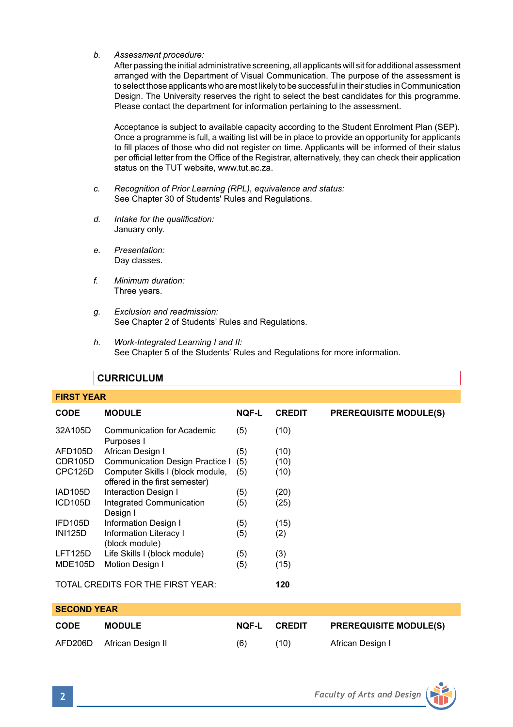*b. Assessment procedure:*
After passing the initial administrative screening, all applicants will sit for additional assessment arranged with the Department of Visual Communication. The purpose of the assessment is to select those applicants who are most likely to be successful in their studies in Communication Design. The University reserves the right to select the best candidates for this programme. Please contact the department for information pertaining to the assessment.

Acceptance is subject to available capacity according to the Student Enrolment Plan (SEP). Once a programme is full, a waiting list will be in place to provide an opportunity for applicants to fill places of those who did not register on time. Applicants will be informed of their status per official letter from the Office of the Registrar, alternatively, they can check their application status on the TUT website, www.tut.ac.za.

*c. Recognition of Prior Learning (RPL), equivalence and status:*
See Chapter 30 of Students' Rules and Regulations.

*d. Intake for the qualification:*
January only.

*e. Presentation:*
Day classes.

*f. Minimum duration:*
Three years.

*g. Exclusion and readmission:*
See Chapter 2 of Students' Rules and Regulations.

*h. Work-Integrated Learning I and II:*
See Chapter 5 of the Students' Rules and Regulations for more information.

## CURRICULUM

### FIRST YEAR

| CODE | MODULE | NQF-L | CREDIT | PREREQUISITE MODULE(S) |
|---|---|---|---|---|
| 32A105D | Communication for Academic Purposes I | (5) | (10) | |
| AFD105D | African Design I | (5) | (10) | |
| CDR105D | Communication Design Practice I | (5) | (10) | |
| CPC125D | Computer Skills I (block module, offered in the first semester) | (5) | (10) | |
| IAD105D | Interaction Design I | (5) | (20) | |
| ICD105D | Integrated Communication Design I | (5) | (25) | |
| IFD105D | Information Design I | (5) | (15) | |
| INI125D | Information Literacy I (block module) | (5) | (2) | |
| LFT125D | Life Skills I (block module) | (5) | (3) | |
| MDE105D | Motion Design I | (5) | (15) | |

TOTAL CREDITS FOR THE FIRST YEAR: **120**

### SECOND YEAR

| CODE | MODULE | NQF-L | CREDIT | PREREQUISITE MODULE(S) |
|---|---|---|---|---|
| AFD206D | African Design II | (6) | (10) | African Design I |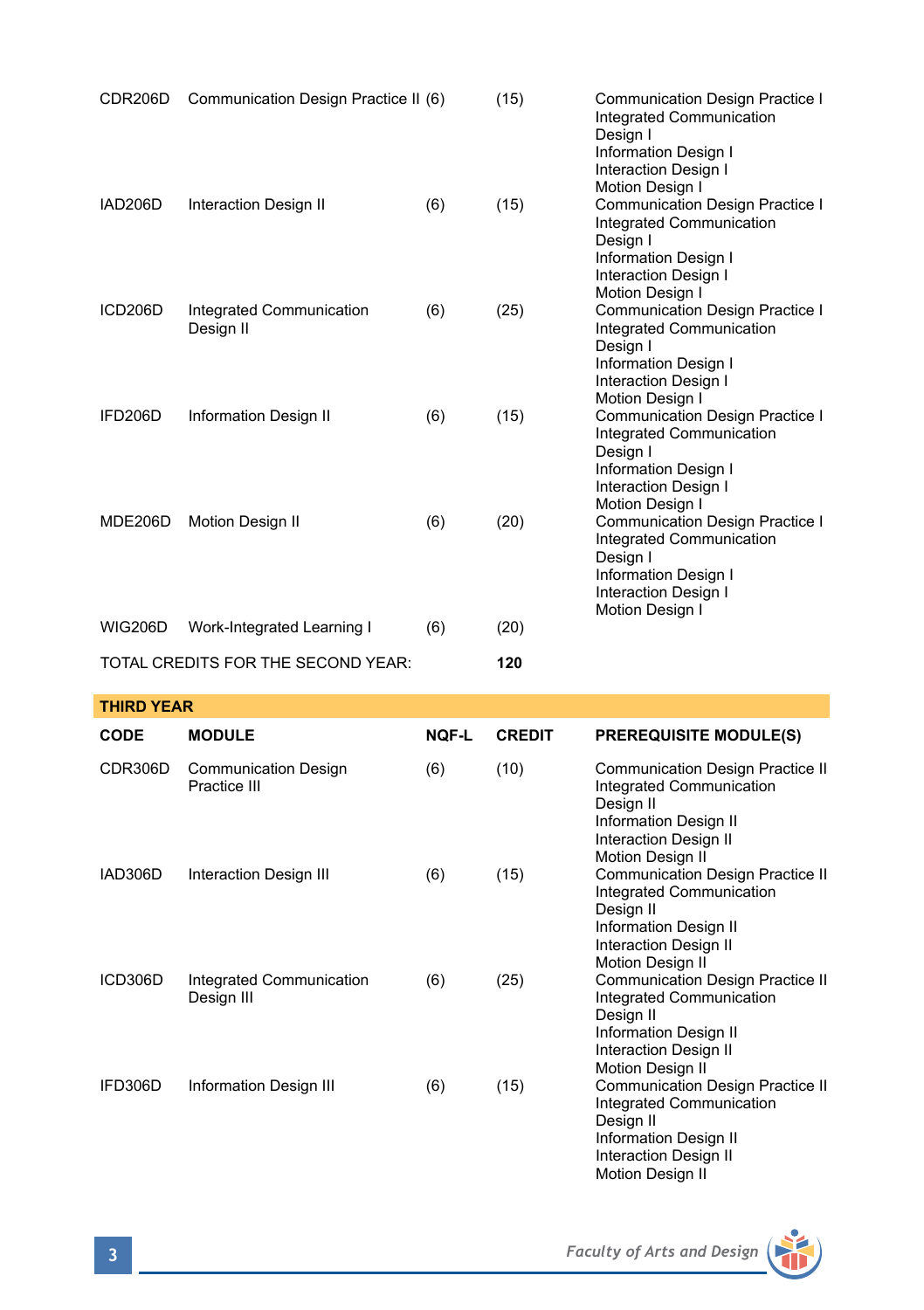| | | | | |
|---|---|---|---|---|
| CDR206D | Communication Design Practice II | (6) | (15) | Communication Design Practice I<br>Integrated Communication Design I<br>Information Design I<br>Interaction Design I<br>Motion Design I |
| IAD206D | Interaction Design II | (6) | (15) | Communication Design Practice I<br>Integrated Communication Design I<br>Information Design I<br>Interaction Design I<br>Motion Design I |
| ICD206D | Integrated Communication Design II | (6) | (25) | Communication Design Practice I<br>Integrated Communication Design I<br>Information Design I<br>Interaction Design I<br>Motion Design I |
| IFD206D | Information Design II | (6) | (15) | Communication Design Practice I<br>Integrated Communication Design I<br>Information Design I<br>Interaction Design I<br>Motion Design I |
| MDE206D | Motion Design II | (6) | (20) | Communication Design Practice I<br>Integrated Communication Design I<br>Information Design I<br>Interaction Design I<br>Motion Design I |
| WIG206D | Work-Integrated Learning I | (6) | (20) | |
| TOTAL CREDITS FOR THE SECOND YEAR: | | | **120** | |

## THIRD YEAR

| CODE | MODULE | NQF-L | CREDIT | PREREQUISITE MODULE(S) |
|---|---|---|---|---|
| CDR306D | Communication Design Practice III | (6) | (10) | Communication Design Practice II<br>Integrated Communication Design II<br>Information Design II<br>Interaction Design II<br>Motion Design II |
| IAD306D | Interaction Design III | (6) | (15) | Communication Design Practice II<br>Integrated Communication Design II<br>Information Design II<br>Interaction Design II<br>Motion Design II |
| ICD306D | Integrated Communication Design III | (6) | (25) | Communication Design Practice II<br>Integrated Communication Design II<br>Information Design II<br>Interaction Design II<br>Motion Design II |
| IFD306D | Information Design III | (6) | (15) | Communication Design Practice II<br>Integrated Communication Design II<br>Information Design II<br>Interaction Design II<br>Motion Design II |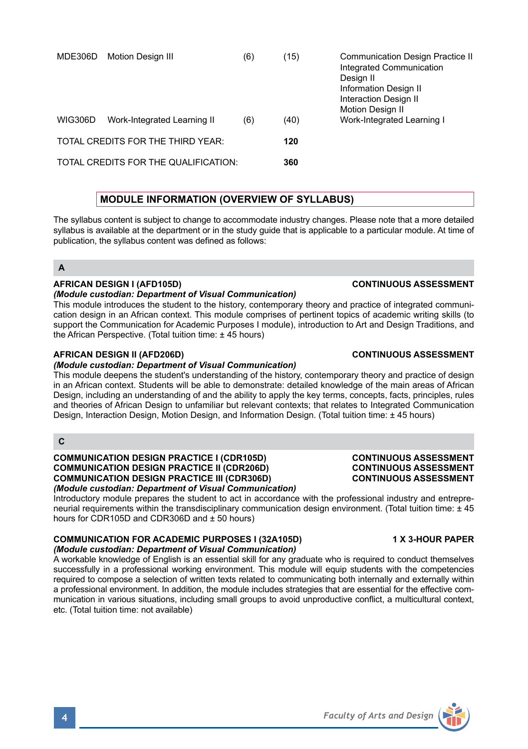| | | | | |
|---|---|---|---|---|
| MDE306D | Motion Design III | (6) | (15) | Communication Design Practice II<br>Integrated Communication Design II<br>Information Design II<br>Interaction Design II<br>Motion Design II |
| WIG306D | Work-Integrated Learning II | (6) | (40) | Work-Integrated Learning I |
| TOTAL CREDITS FOR THE THIRD YEAR: | | | **120** | |
| TOTAL CREDITS FOR THE QUALIFICATION: | | | **360** | |

## MODULE INFORMATION (OVERVIEW OF SYLLABUS)

The syllabus content is subject to change to accommodate industry changes. Please note that a more detailed syllabus is available at the department or in the study guide that is applicable to a particular module. At time of publication, the syllabus content was defined as follows:

### A

**AFRICAN DESIGN I (AFD105D)** — **CONTINUOUS ASSESSMENT**
***(Module custodian: Department of Visual Communication)***
This module introduces the student to the history, contemporary theory and practice of integrated communication design in an African context. This module comprises of pertinent topics of academic writing skills (to support the Communication for Academic Purposes I module), introduction to Art and Design Traditions, and the African Perspective. (Total tuition time: ± 45 hours)

**AFRICAN DESIGN II (AFD206D)** — **CONTINUOUS ASSESSMENT**
***(Module custodian: Department of Visual Communication)***
This module deepens the student's understanding of the history, contemporary theory and practice of design in an African context. Students will be able to demonstrate: detailed knowledge of the main areas of African Design, including an understanding of and the ability to apply the key terms, concepts, facts, principles, rules and theories of African Design to unfamiliar but relevant contexts; that relates to Integrated Communication Design, Interaction Design, Motion Design, and Information Design. (Total tuition time: ± 45 hours)

### C

**COMMUNICATION DESIGN PRACTICE I (CDR105D)** — **CONTINUOUS ASSESSMENT**
**COMMUNICATION DESIGN PRACTICE II (CDR206D)** — **CONTINUOUS ASSESSMENT**
**COMMUNICATION DESIGN PRACTICE III (CDR306D)** — **CONTINUOUS ASSESSMENT**
***(Module custodian: Department of Visual Communication)***
Introductory module prepares the student to act in accordance with the professional industry and entrepreneurial requirements within the transdisciplinary communication design environment. (Total tuition time: ± 45 hours for CDR105D and CDR306D and ± 50 hours)

**COMMUNICATION FOR ACADEMIC PURPOSES I (32A105D)** — **1 X 3-HOUR PAPER**
***(Module custodian: Department of Visual Communication)***
A workable knowledge of English is an essential skill for any graduate who is required to conduct themselves successfully in a professional working environment. This module will equip students with the competencies required to compose a selection of written texts related to communicating both internally and externally within a professional environment. In addition, the module includes strategies that are essential for the effective communication in various situations, including small groups to avoid unproductive conflict, a multicultural context, etc. (Total tuition time: not available)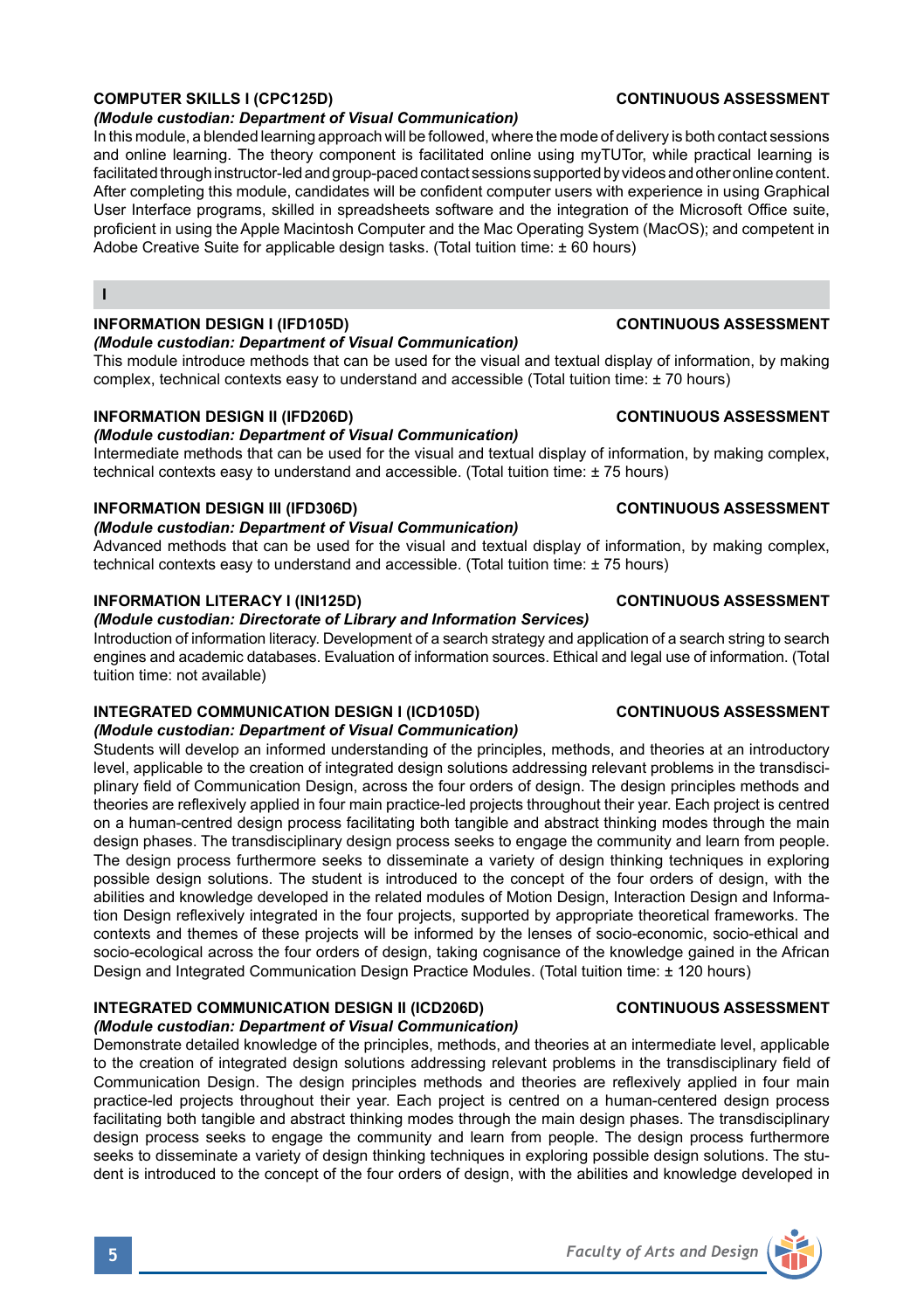**COMPUTER SKILLS I (CPC125D) CONTINUOUS ASSESSMENT**

*(Module custodian: Department of Visual Communication)*

In this module, a blended learning approach will be followed, where the mode of delivery is both contact sessions and online learning. The theory component is facilitated online using myTUTor, while practical learning is facilitated through instructor-led and group-paced contact sessions supported by videos and other online content. After completing this module, candidates will be confident computer users with experience in using Graphical User Interface programs, skilled in spreadsheets software and the integration of the Microsoft Office suite, proficient in using the Apple Macintosh Computer and the Mac Operating System (MacOS); and competent in Adobe Creative Suite for applicable design tasks. (Total tuition time: ± 60 hours)

## I

**INFORMATION DESIGN I (IFD105D) CONTINUOUS ASSESSMENT**

*(Module custodian: Department of Visual Communication)*

This module introduce methods that can be used for the visual and textual display of information, by making complex, technical contexts easy to understand and accessible (Total tuition time: ± 70 hours)

**INFORMATION DESIGN II (IFD206D) CONTINUOUS ASSESSMENT**

*(Module custodian: Department of Visual Communication)*

Intermediate methods that can be used for the visual and textual display of information, by making complex, technical contexts easy to understand and accessible. (Total tuition time: ± 75 hours)

**INFORMATION DESIGN III (IFD306D) CONTINUOUS ASSESSMENT**

*(Module custodian: Department of Visual Communication)*

Advanced methods that can be used for the visual and textual display of information, by making complex, technical contexts easy to understand and accessible. (Total tuition time: ± 75 hours)

**INFORMATION LITERACY I (INI125D) CONTINUOUS ASSESSMENT**

*(Module custodian: Directorate of Library and Information Services)*

Introduction of information literacy. Development of a search strategy and application of a search string to search engines and academic databases. Evaluation of information sources. Ethical and legal use of information. (Total tuition time: not available)

**INTEGRATED COMMUNICATION DESIGN I (ICD105D) CONTINUOUS ASSESSMENT**

*(Module custodian: Department of Visual Communication)*

Students will develop an informed understanding of the principles, methods, and theories at an introductory level, applicable to the creation of integrated design solutions addressing relevant problems in the transdisciplinary field of Communication Design, across the four orders of design. The design principles methods and theories are reflexively applied in four main practice-led projects throughout their year. Each project is centred on a human-centred design process facilitating both tangible and abstract thinking modes through the main design phases. The transdisciplinary design process seeks to engage the community and learn from people. The design process furthermore seeks to disseminate a variety of design thinking techniques in exploring possible design solutions. The student is introduced to the concept of the four orders of design, with the abilities and knowledge developed in the related modules of Motion Design, Interaction Design and Information Design reflexively integrated in the four projects, supported by appropriate theoretical frameworks. The contexts and themes of these projects will be informed by the lenses of socio-economic, socio-ethical and socio-ecological across the four orders of design, taking cognisance of the knowledge gained in the African Design and Integrated Communication Design Practice Modules. (Total tuition time: ± 120 hours)

**INTEGRATED COMMUNICATION DESIGN II (ICD206D) CONTINUOUS ASSESSMENT**

*(Module custodian: Department of Visual Communication)*

Demonstrate detailed knowledge of the principles, methods, and theories at an intermediate level, applicable to the creation of integrated design solutions addressing relevant problems in the transdisciplinary field of Communication Design. The design principles methods and theories are reflexively applied in four main practice-led projects throughout their year. Each project is centred on a human-centered design process facilitating both tangible and abstract thinking modes through the main design phases. The transdisciplinary design process seeks to engage the community and learn from people. The design process furthermore seeks to disseminate a variety of design thinking techniques in exploring possible design solutions. The student is introduced to the concept of the four orders of design, with the abilities and knowledge developed in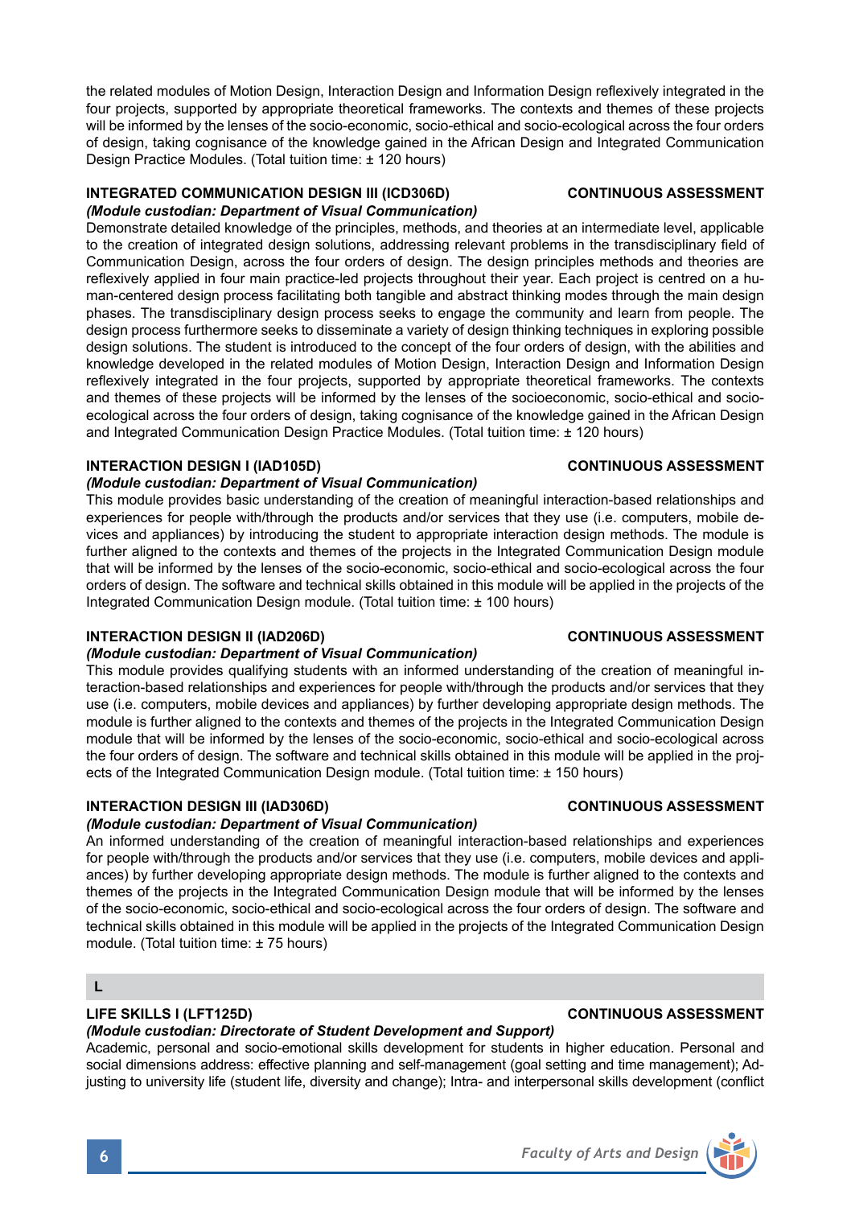the related modules of Motion Design, Interaction Design and Information Design reflexively integrated in the four projects, supported by appropriate theoretical frameworks. The contexts and themes of these projects will be informed by the lenses of the socio-economic, socio-ethical and socio-ecological across the four orders of design, taking cognisance of the knowledge gained in the African Design and Integrated Communication Design Practice Modules. (Total tuition time: ± 120 hours)

**INTEGRATED COMMUNICATION DESIGN III (ICD306D) CONTINUOUS ASSESSMENT**
***(Module custodian: Department of Visual Communication)***
Demonstrate detailed knowledge of the principles, methods, and theories at an intermediate level, applicable to the creation of integrated design solutions, addressing relevant problems in the transdisciplinary field of Communication Design, across the four orders of design. The design principles methods and theories are reflexively applied in four main practice-led projects throughout their year. Each project is centred on a human-centered design process facilitating both tangible and abstract thinking modes through the main design phases. The transdisciplinary design process seeks to engage the community and learn from people. The design process furthermore seeks to disseminate a variety of design thinking techniques in exploring possible design solutions. The student is introduced to the concept of the four orders of design, with the abilities and knowledge developed in the related modules of Motion Design, Interaction Design and Information Design reflexively integrated in the four projects, supported by appropriate theoretical frameworks. The contexts and themes of these projects will be informed by the lenses of the socioeconomic, socio-ethical and socio-ecological across the four orders of design, taking cognisance of the knowledge gained in the African Design and Integrated Communication Design Practice Modules. (Total tuition time: ± 120 hours)

**INTERACTION DESIGN I (IAD105D) CONTINUOUS ASSESSMENT**
***(Module custodian: Department of Visual Communication)***
This module provides basic understanding of the creation of meaningful interaction-based relationships and experiences for people with/through the products and/or services that they use (i.e. computers, mobile devices and appliances) by introducing the student to appropriate interaction design methods. The module is further aligned to the contexts and themes of the projects in the Integrated Communication Design module that will be informed by the lenses of the socio-economic, socio-ethical and socio-ecological across the four orders of design. The software and technical skills obtained in this module will be applied in the projects of the Integrated Communication Design module. (Total tuition time: ± 100 hours)

**INTERACTION DESIGN II (IAD206D) CONTINUOUS ASSESSMENT**
***(Module custodian: Department of Visual Communication)***
This module provides qualifying students with an informed understanding of the creation of meaningful interaction-based relationships and experiences for people with/through the products and/or services that they use (i.e. computers, mobile devices and appliances) by further developing appropriate design methods. The module is further aligned to the contexts and themes of the projects in the Integrated Communication Design module that will be informed by the lenses of the socio-economic, socio-ethical and socio-ecological across the four orders of design. The software and technical skills obtained in this module will be applied in the projects of the Integrated Communication Design module. (Total tuition time: ± 150 hours)

**INTERACTION DESIGN III (IAD306D) CONTINUOUS ASSESSMENT**
***(Module custodian: Department of Visual Communication)***
An informed understanding of the creation of meaningful interaction-based relationships and experiences for people with/through the products and/or services that they use (i.e. computers, mobile devices and appliances) by further developing appropriate design methods. The module is further aligned to the contexts and themes of the projects in the Integrated Communication Design module that will be informed by the lenses of the socio-economic, socio-ethical and socio-ecological across the four orders of design. The software and technical skills obtained in this module will be applied in the projects of the Integrated Communication Design module. (Total tuition time: ± 75 hours)

## L

**LIFE SKILLS I (LFT125D) CONTINUOUS ASSESSMENT**
***(Module custodian: Directorate of Student Development and Support)***
Academic, personal and socio-emotional skills development for students in higher education. Personal and social dimensions address: effective planning and self-management (goal setting and time management); Adjusting to university life (student life, diversity and change); Intra- and interpersonal skills development (conflict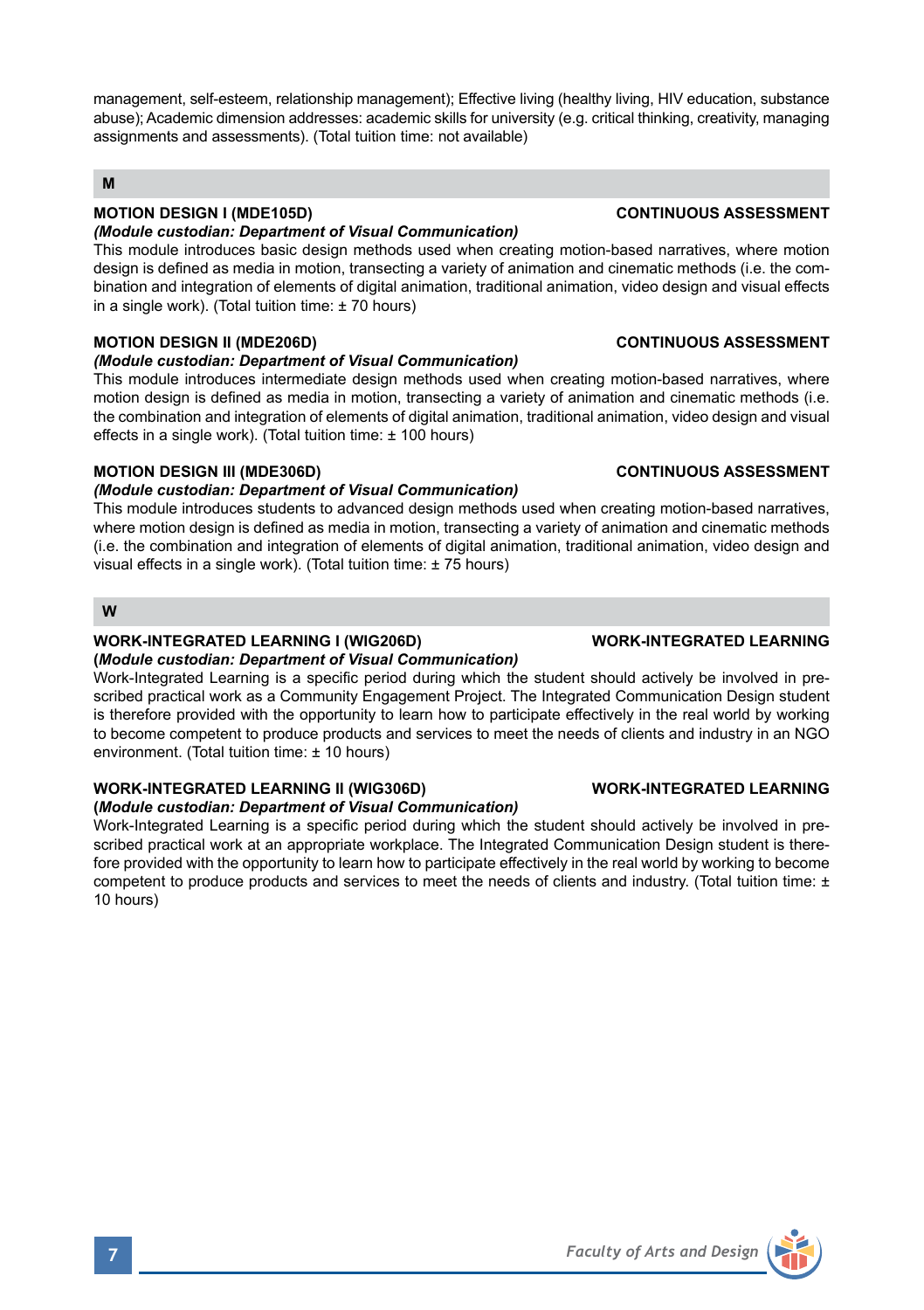management, self-esteem, relationship management); Effective living (healthy living, HIV education, substance abuse); Academic dimension addresses: academic skills for university (e.g. critical thinking, creativity, managing assignments and assessments). (Total tuition time: not available)

## M

**MOTION DESIGN I (MDE105D)** **CONTINUOUS ASSESSMENT**

***(Module custodian: Department of Visual Communication)***

This module introduces basic design methods used when creating motion-based narratives, where motion design is defined as media in motion, transecting a variety of animation and cinematic methods (i.e. the combination and integration of elements of digital animation, traditional animation, video design and visual effects in a single work). (Total tuition time: ± 70 hours)

**MOTION DESIGN II (MDE206D)** **CONTINUOUS ASSESSMENT**

***(Module custodian: Department of Visual Communication)***

This module introduces intermediate design methods used when creating motion-based narratives, where motion design is defined as media in motion, transecting a variety of animation and cinematic methods (i.e. the combination and integration of elements of digital animation, traditional animation, video design and visual effects in a single work). (Total tuition time: ± 100 hours)

**MOTION DESIGN III (MDE306D)** **CONTINUOUS ASSESSMENT**

***(Module custodian: Department of Visual Communication)***

This module introduces students to advanced design methods used when creating motion-based narratives, where motion design is defined as media in motion, transecting a variety of animation and cinematic methods (i.e. the combination and integration of elements of digital animation, traditional animation, video design and visual effects in a single work). (Total tuition time: ± 75 hours)

## W

**WORK-INTEGRATED LEARNING I (WIG206D)** **WORK-INTEGRATED LEARNING**

**(*Module custodian: Department of Visual Communication)***

Work-Integrated Learning is a specific period during which the student should actively be involved in prescribed practical work as a Community Engagement Project. The Integrated Communication Design student is therefore provided with the opportunity to learn how to participate effectively in the real world by working to become competent to produce products and services to meet the needs of clients and industry in an NGO environment. (Total tuition time: ± 10 hours)

**WORK-INTEGRATED LEARNING II (WIG306D)** **WORK-INTEGRATED LEARNING**

**(*Module custodian: Department of Visual Communication)***

Work-Integrated Learning is a specific period during which the student should actively be involved in prescribed practical work at an appropriate workplace. The Integrated Communication Design student is therefore provided with the opportunity to learn how to participate effectively in the real world by working to become competent to produce products and services to meet the needs of clients and industry. (Total tuition time: ± 10 hours)